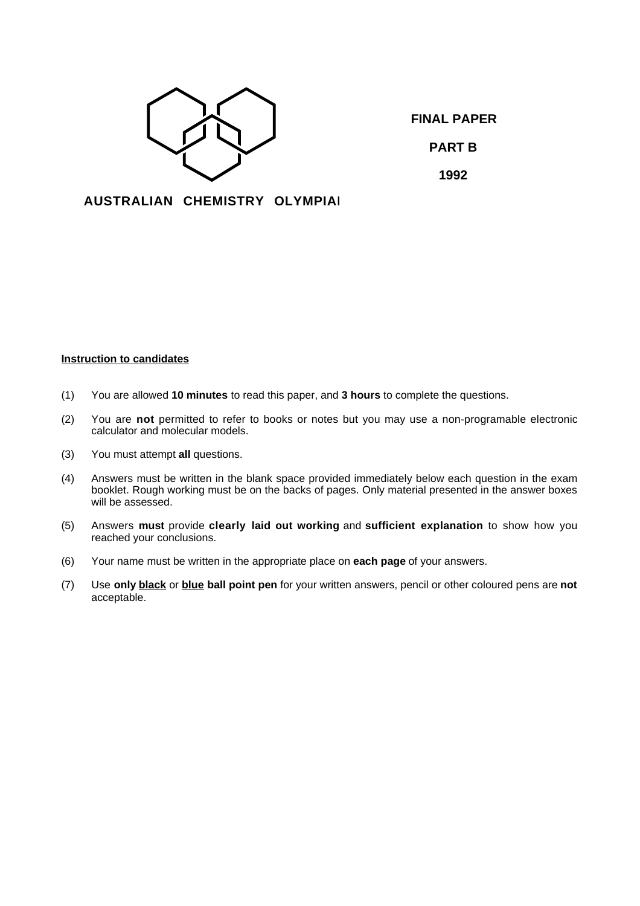**FINAL PAPER**

**PART B**

**1992**

**AUSTRALIAN CHEMISTRY OLYMPIAD**

**Instruction to candidates**

(1) You are allowed **10 minutes** to read this paper, and **3 hours** to complete the questions.

(2) You are **not** permitted to refer to books or notes but you may use a non-programable electronic calculator and molecular models.

(3) You must attempt **all** questions.

(4) Answers must be written in the blank space provided immediately below each question in the exam booklet. Rough working must be on the backs of pages. Only material presented in the answer boxes will be assessed.

(5) Answers **must** provide **clearly laid out working** and **sufficient explanation** to show how you reached your conclusions.

(6) Your name must be written in the appropriate place on **each page** of your answers.

(7) Use **only black** or **blue ball point pen** for your written answers, pencil or other coloured pens are **not** acceptable.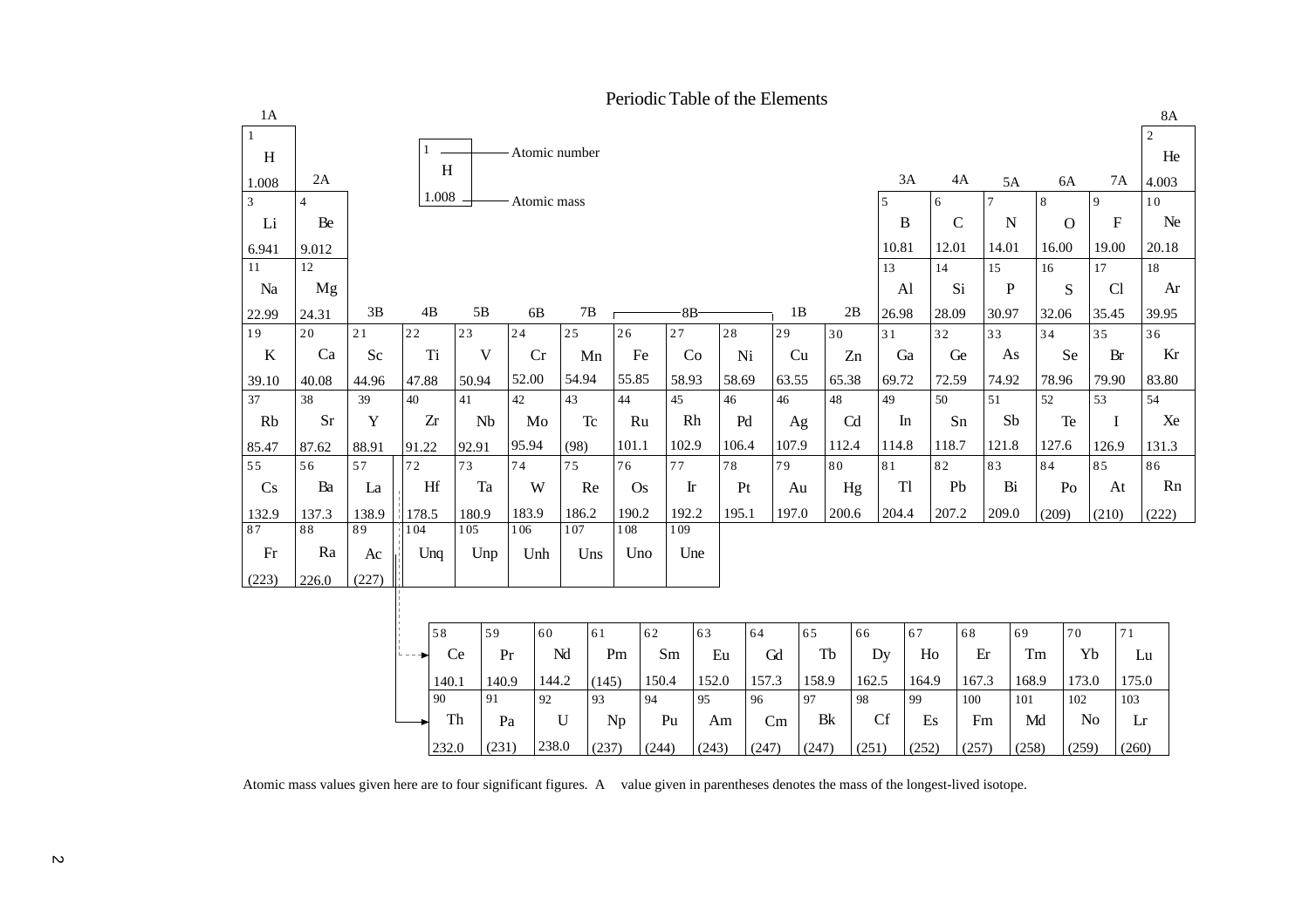# Periodic Table of the Elements

Key: Atomic number (top), Symbol (middle), Atomic mass (bottom). Example: 1 / H / 1.008

| 1A | 2A | 3B | 4B | 5B | 6B | 7B | 8B | 8B | 8B | 1B | 2B | 3A | 4A | 5A | 6A | 7A | 8A |
|---|---|---|---|---|---|---|---|---|---|---|---|---|---|---|---|---|---|
| 1 H 1.008 | | | | | | | | | | | | | | | | | 2 He 4.003 |
| 3 Li 6.941 | 4 Be 9.012 | | | | | | | | | | | 5 B 10.81 | 6 C 12.01 | 7 N 14.01 | 8 O 16.00 | 9 F 19.00 | 10 Ne 20.18 |
| 11 Na 22.99 | 12 Mg 24.31 | | | | | | | | | | | 13 Al 26.98 | 14 Si 28.09 | 15 P 30.97 | 16 S 32.06 | 17 Cl 35.45 | 18 Ar 39.95 |
| 19 K 39.10 | 20 Ca 40.08 | 21 Sc 44.96 | 22 Ti 47.88 | 23 V 50.94 | 24 Cr 52.00 | 25 Mn 54.94 | 26 Fe 55.85 | 27 Co 58.93 | 28 Ni 58.69 | 29 Cu 63.55 | 30 Zn 65.38 | 31 Ga 69.72 | 32 Ge 72.59 | 33 As 74.92 | 34 Se 78.96 | 35 Br 79.90 | 36 Kr 83.80 |
| 37 Rb 85.47 | 38 Sr 87.62 | 39 Y 88.91 | 40 Zr 91.22 | 41 Nb 92.91 | 42 Mo 95.94 | 43 Tc (98) | 44 Ru 101.1 | 45 Rh 102.9 | 46 Pd 106.4 | 46 Ag 107.9 | 48 Cd 112.4 | 49 In 114.8 | 50 Sn 118.7 | 51 Sb 121.8 | 52 Te 127.6 | 53 I 126.9 | 54 Xe 131.3 |
| 55 Cs 132.9 | 56 Ba 137.3 | 57 La 138.9 | 72 Hf 178.5 | 73 Ta 180.9 | 74 W 183.9 | 75 Re 186.2 | 76 Os 190.2 | 77 Ir 192.2 | 78 Pt 195.1 | 79 Au 197.0 | 80 Hg 200.6 | 81 Tl 204.4 | 82 Pb 207.2 | 83 Bi 209.0 | 84 Po (209) | 85 At (210) | 86 Rn (222) |
| 87 Fr (223) | 88 Ra 226.0 | 89 Ac (227) | 104 Unq | 105 Unp | 106 Unh | 107 Uns | 108 Uno | 109 Une | | | | | | | | | |

| | | | | | | | | | | | | | |
|---|---|---|---|---|---|---|---|---|---|---|---|---|---|
| 58 Ce 140.1 | 59 Pr 140.9 | 60 Nd 144.2 | 61 Pm (145) | 62 Sm 150.4 | 63 Eu 152.0 | 64 Gd 157.3 | 65 Tb 158.9 | 66 Dy 162.5 | 67 Ho 164.9 | 68 Er 167.3 | 69 Tm 168.9 | 70 Yb 173.0 | 71 Lu 175.0 |
| 90 Th 232.0 | 91 Pa (231) | 92 U 238.0 | 93 Np (237) | 94 Pu (244) | 95 Am (243) | 96 Cm (247) | 97 Bk (247) | 98 Cf (251) | 99 Es (252) | 100 Fm (257) | 101 Md (258) | 102 No (259) | 103 Lr (260) |

Atomic mass values given here are to four significant figures. A value given in parentheses denotes the mass of the longest-lived isotope.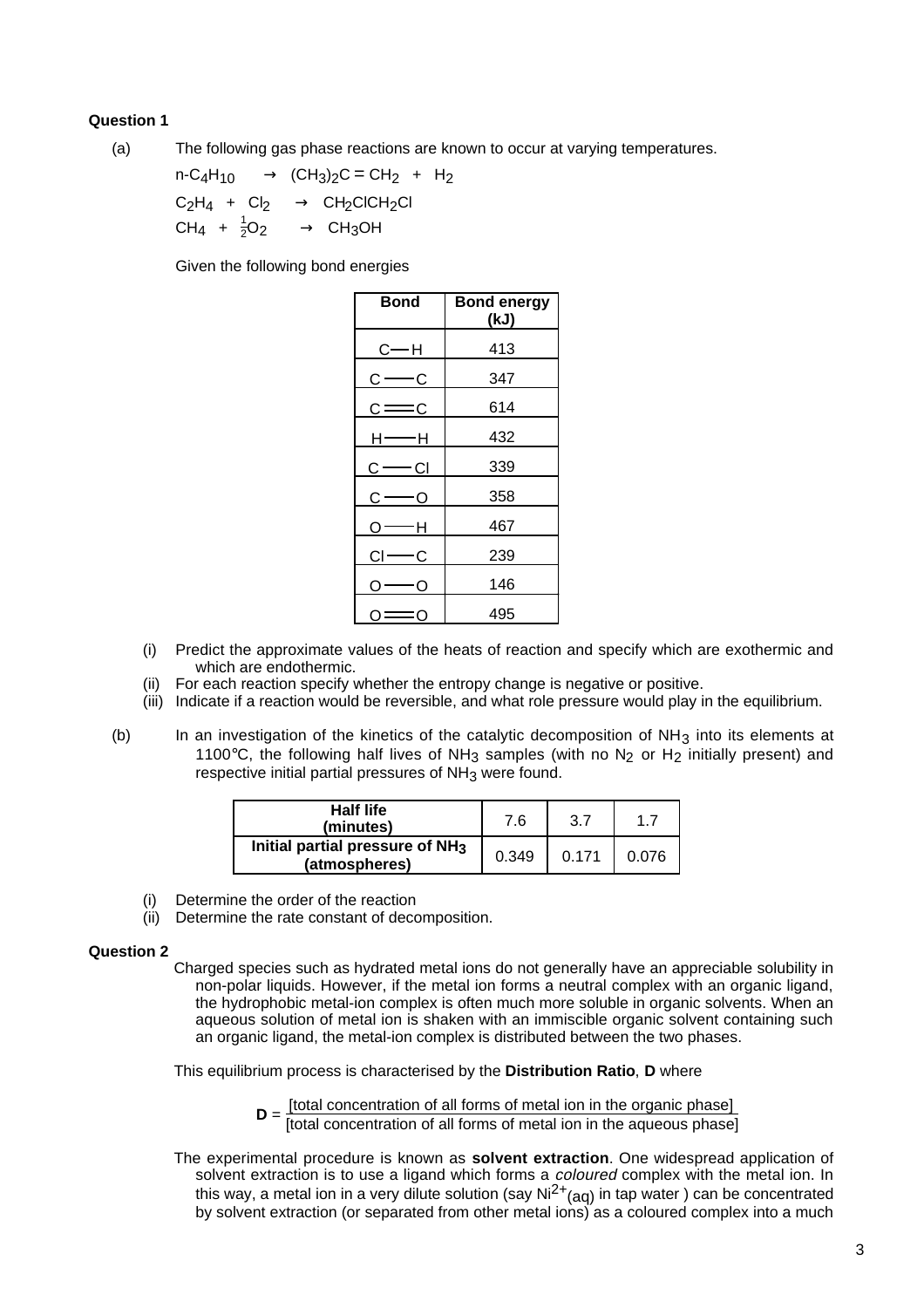**Question 1**

(a) The following gas phase reactions are known to occur at varying temperatures.

$n\text{-}C_4H_{10} \rightarrow (CH_3)_2C = CH_2 + H_2$

$C_2H_4 + Cl_2 \rightarrow CH_2ClCH_2Cl$

$CH_4 + \frac{1}{2}O_2 \rightarrow CH_3OH$

Given the following bond energies

| Bond | Bond energy (kJ) |
|---|---|
| C—H | 413 |
| C—C | 347 |
| C=C | 614 |
| H—H | 432 |
| C—Cl | 339 |
| C—O | 358 |
| O—H | 467 |
| Cl—C | 239 |
| O—O | 146 |
| O=O | 495 |

(i) Predict the approximate values of the heats of reaction and specify which are exothermic and which are endothermic.

(ii) For each reaction specify whether the entropy change is negative or positive.

(iii) Indicate if a reaction would be reversible, and what role pressure would play in the equilibrium.

(b) In an investigation of the kinetics of the catalytic decomposition of $NH_3$ into its elements at 1100°C, the following half lives of $NH_3$ samples (with no $N_2$ or $H_2$ initially present) and respective initial partial pressures of $NH_3$ were found.

| Half life (minutes) | 7.6 | 3.7 | 1.7 |
|---|---|---|---|
| Initial partial pressure of $NH_3$ (atmospheres) | 0.349 | 0.171 | 0.076 |

(i) Determine the order of the reaction

(ii) Determine the rate constant of decomposition.

**Question 2**

Charged species such as hydrated metal ions do not generally have an appreciable solubility in non-polar liquids. However, if the metal ion forms a neutral complex with an organic ligand, the hydrophobic metal-ion complex is often much more soluble in organic solvents. When an aqueous solution of metal ion is shaken with an immiscible organic solvent containing such an organic ligand, the metal-ion complex is distributed between the two phases.

This equilibrium process is characterised by the **Distribution Ratio**, **D** where

$$\mathbf{D} = \frac{\text{[total concentration of all forms of metal ion in the organic phase]}}{\text{[total concentration of all forms of metal ion in the aqueous phase]}}$$

The experimental procedure is known as **solvent extraction**. One widespread application of solvent extraction is to use a ligand which forms a *coloured* complex with the metal ion. In this way, a metal ion in a very dilute solution (say $Ni^{2+}_{(aq)}$ in tap water ) can be concentrated by solvent extraction (or separated from other metal ions) as a coloured complex into a much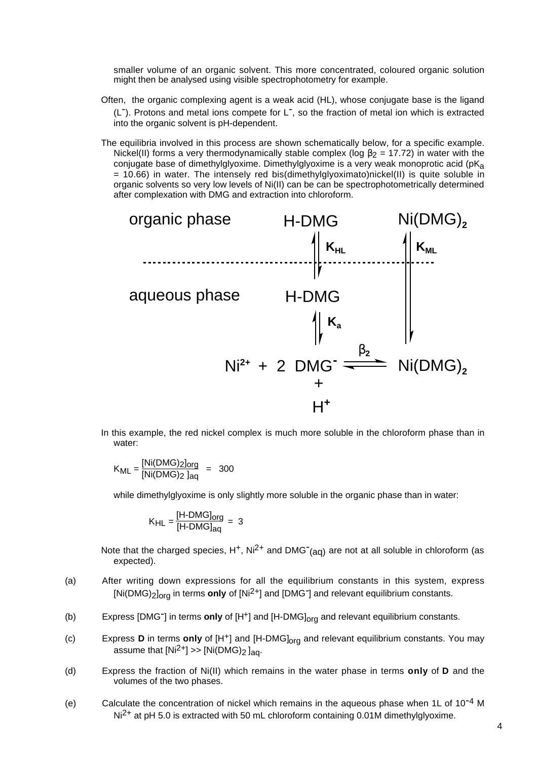smaller volume of an organic solvent. This more concentrated, coloured organic solution might then be analysed using visible spectrophotometry for example.

Often, the organic complexing agent is a weak acid (HL), whose conjugate base is the ligand ($L^-$). Protons and metal ions compete for $L^-$, so the fraction of metal ion which is extracted into the organic solvent is pH-dependent.

The equilibria involved in this process are shown schematically below, for a specific example. Nickel(II) forms a very thermodynamically stable complex (log $\beta_2$ = 17.72) in water with the conjugate base of dimethylglyoxime. Dimethylglyoxime is a very weak monoprotic acid ($pK_a$ = 10.66) in water. The intensely red bis(dimethylglyoximato)nickel(II) is quite soluble in organic solvents so very low levels of Ni(II) can be can be spectrophotometrically determined after complexation with DMG and extraction into chloroform.

organic phase    H-DMG    $Ni(DMG)_2$

$K_{HL}$    $K_{ML}$

aqueous phase    H-DMG

$K_a$

$\beta_2$

$Ni^{2+}$ + 2 $DMG^-$ ⇌ $Ni(DMG)_2$

+

$H^+$

In this example, the red nickel complex is much more soluble in the chloroform phase than in water:

$$K_{ML} = \frac{[Ni(DMG)_2]_{org}}{[Ni(DMG)_2\,]_{aq}} = 300$$

while dimethylglyoxime is only slightly more soluble in the organic phase than in water:

$$K_{HL} = \frac{[H\text{-}DMG]_{org}}{[H\text{-}DMG]_{aq}} = 3$$

Note that the charged species, $H^+$, $Ni^{2+}$ and $DMG^-_{(aq)}$ are not at all soluble in chloroform (as expected).

(a) After writing down expressions for all the equilibrium constants in this system, express $[Ni(DMG)_2]_{org}$ in terms **only** of $[Ni^{2+}]$ and $[DMG^-]$ and relevant equilibrium constants.

(b) Express $[DMG^-]$ in terms **only** of $[H^+]$ and $[H\text{-}DMG]_{org}$ and relevant equilibrium constants.

(c) Express **D** in terms **only** of $[H^+]$ and $[H\text{-}DMG]_{org}$ and relevant equilibrium constants. You may assume that $[Ni^{2+}] >> [Ni(DMG)_2\,]_{aq}$.

(d) Express the fraction of Ni(II) which remains in the water phase in terms **only** of **D** and the volumes of the two phases.

(e) Calculate the concentration of nickel which remains in the aqueous phase when 1L of $10^{-4}$ M $Ni^{2+}$ at pH 5.0 is extracted with 50 mL chloroform containing 0.01M dimethylglyoxime.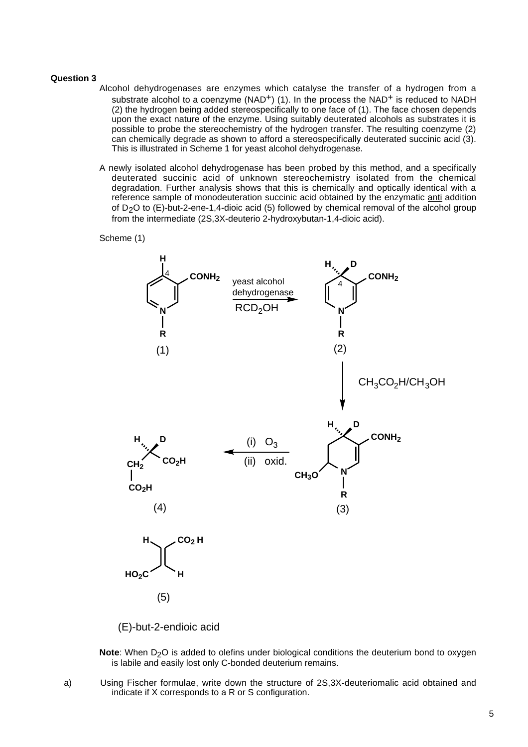**Question 3**

Alcohol dehydrogenases are enzymes which catalyse the transfer of a hydrogen from a substrate alcohol to a coenzyme ($NAD^+$) (1). In the process the $NAD^+$ is reduced to NADH (2) the hydrogen being added stereospecifically to one face of (1). The face chosen depends upon the exact nature of the enzyme. Using suitably deuterated alcohols as substrates it is possible to probe the stereochemistry of the hydrogen transfer. The resulting coenzyme (2) can chemically degrade as shown to afford a stereospecifically deuterated succinic acid (3). This is illustrated in Scheme 1 for yeast alcohol dehydrogenase.

A newly isolated alcohol dehydrogenase has been probed by this method, and a specifically deuterated succinic acid of unknown stereochemistry isolated from the chemical degradation. Further analysis shows that this is chemically and optically identical with a reference sample of monodeuteration succinic acid obtained by the enzymatic anti addition of $D_2O$ to (E)-but-2-ene-1,4-dioic acid (5) followed by chemical removal of the alcohol group from the intermediate (2S,3X-deuterio 2-hydroxybutan-1,4-dioic acid).

Scheme (1)

H
4
$CONH_2$
N
R
(1)

yeast alcohol dehydrogenase
$RCD_2OH$

H D
$CONH_2$
4
N
R
(2)

$CH_3CO_2H/CH_3OH$

H D
$CONH_2$
$CH_3O$
N
R
(3)

(i) $O_3$
(ii) oxid.

H D
$CO_2H$
$CH_2$
$CO_2H$
(4)

H $CO_2$ H
$HO_2C$ H
(5)

(E)-but-2-endioic acid

**Note**: When $D_2O$ is added to olefins under biological conditions the deuterium bond to oxygen is labile and easily lost only C-bonded deuterium remains.

a) Using Fischer formulae, write down the structure of 2S,3X-deuteriomalic acid obtained and indicate if X corresponds to a R or S configuration.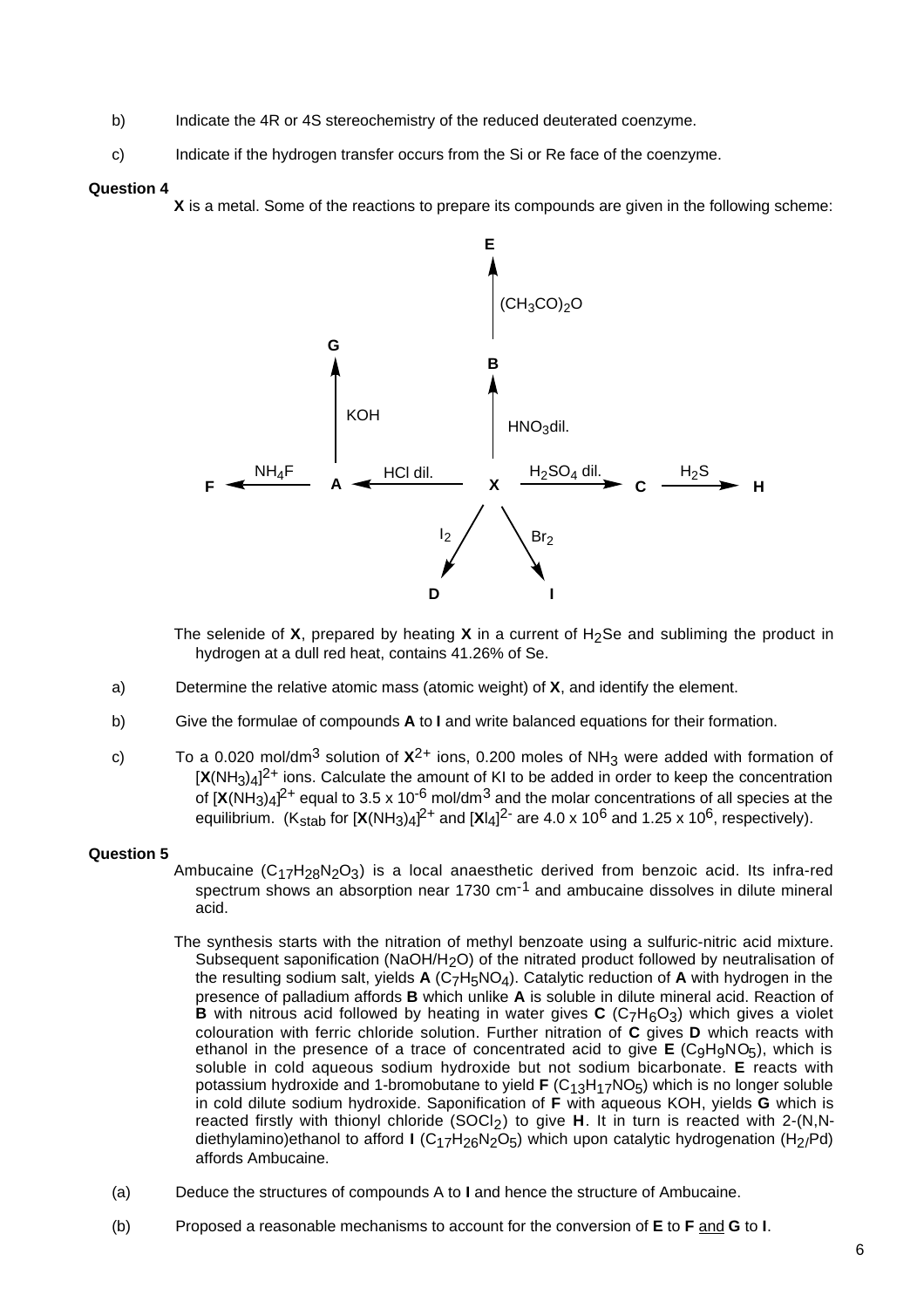b) Indicate the 4R or 4S stereochemistry of the reduced deuterated coenzyme.

c) Indicate if the hydrogen transfer occurs from the Si or Re face of the coenzyme.

**Question 4**

**X** is a metal. Some of the reactions to prepare its compounds are given in the following scheme:

E

$(CH_3CO)_2O$

G

B

KOH

$HNO_3$dil.

F $\xleftarrow{NH_4F}$ A $\xleftarrow{\text{HCl dil.}}$ X $\xrightarrow{H_2SO_4 \text{ dil.}}$ C $\xrightarrow{H_2S}$ H

$I_2$

$Br_2$

D

I

The selenide of **X**, prepared by heating **X** in a current of $H_2Se$ and subliming the product in hydrogen at a dull red heat, contains 41.26% of Se.

a) Determine the relative atomic mass (atomic weight) of **X**, and identify the element.

b) Give the formulae of compounds **A** to **I** and write balanced equations for their formation.

c) To a 0.020 mol/dm$^3$ solution of $X^{2+}$ ions, 0.200 moles of $NH_3$ were added with formation of $[X(NH_3)_4]^{2+}$ ions. Calculate the amount of KI to be added in order to keep the concentration of $[X(NH_3)_4]^{2+}$ equal to $3.5 \times 10^{-6}$ mol/dm$^3$ and the molar concentrations of all species at the equilibrium. ($K_{stab}$ for $[X(NH_3)_4]^{2+}$ and $[XI_4]^{2-}$ are $4.0 \times 10^6$ and $1.25 \times 10^6$, respectively).

**Question 5**

Ambucaine ($C_{17}H_{28}N_2O_3$) is a local anaesthetic derived from benzoic acid. Its infra-red spectrum shows an absorption near 1730 cm$^{-1}$ and ambucaine dissolves in dilute mineral acid.

The synthesis starts with the nitration of methyl benzoate using a sulfuric-nitric acid mixture. Subsequent saponification ($NaOH/H_2O$) of the nitrated product followed by neutralisation of the resulting sodium salt, yields **A** ($C_7H_5NO_4$). Catalytic reduction of **A** with hydrogen in the presence of palladium affords **B** which unlike **A** is soluble in dilute mineral acid. Reaction of **B** with nitrous acid followed by heating in water gives **C** ($C_7H_6O_3$) which gives a violet colouration with ferric chloride solution. Further nitration of **C** gives **D** which reacts with ethanol in the presence of a trace of concentrated acid to give **E** ($C_9H_9NO_5$), which is soluble in cold aqueous sodium hydroxide but not sodium bicarbonate. **E** reacts with potassium hydroxide and 1-bromobutane to yield **F** ($C_{13}H_{17}NO_5$) which is no longer soluble in cold dilute sodium hydroxide. Saponification of **F** with aqueous KOH, yields **G** which is reacted firstly with thionyl chloride ($SOCl_2$) to give **H**. It in turn is reacted with 2-(N,N-diethylamino)ethanol to afford **I** ($C_{17}H_{26}N_2O_5$) which upon catalytic hydrogenation ($H_2$/Pd) affords Ambucaine.

(a) Deduce the structures of compounds A to **I** and hence the structure of Ambucaine.

(b) Proposed a reasonable mechanisms to account for the conversion of **E** to **F** and **G** to **I**.